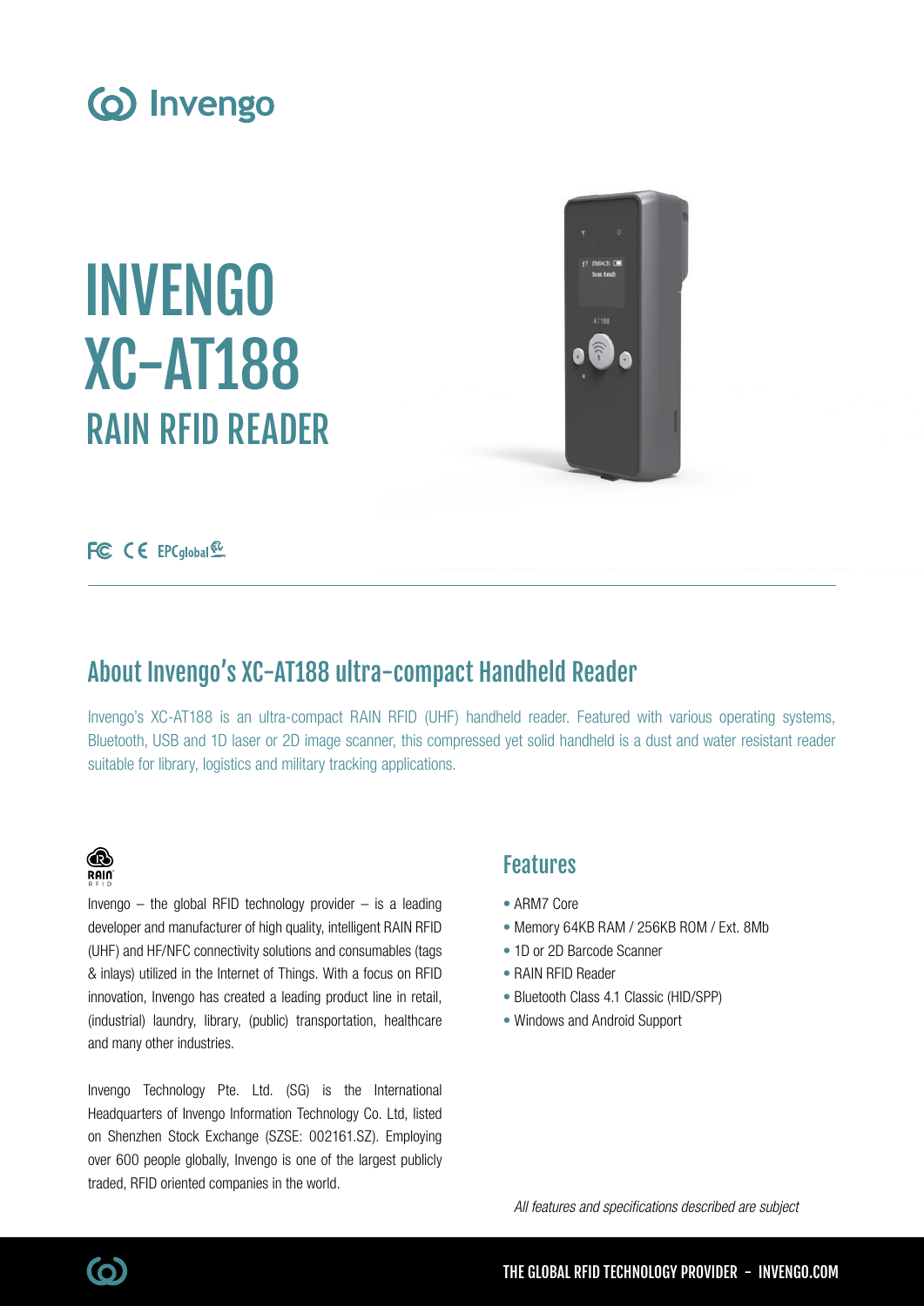Invengo

# INVENGO XC-AT188

## RAIN RFID READER

FC CE EPCglobal

## About Invengo's XC-AT188 ultra-compact Handheld Reader

Invengo's XC-AT188 is an ultra-compact RAIN RFID (UHF) handheld reader. Featured with various operating systems, Bluetooth, USB and 1D laser or 2D image scanner, this compressed yet solid handheld is a dust and water resistant reader suitable for library, logistics and military tracking applications.

RAIN RFID

Invengo – the global RFID technology provider – is a leading developer and manufacturer of high quality, intelligent RAIN RFID (UHF) and HF/NFC connectivity solutions and consumables (tags & inlays) utilized in the Internet of Things. With a focus on RFID innovation, Invengo has created a leading product line in retail, (industrial) laundry, library, (public) transportation, healthcare and many other industries.

Invengo Technology Pte. Ltd. (SG) is the International Headquarters of Invengo Information Technology Co. Ltd, listed on Shenzhen Stock Exchange (SZSE: 002161.SZ). Employing over 600 people globally, Invengo is one of the largest publicly traded, RFID oriented companies in the world.

## Features

- ARM7 Core
- Memory 64KB RAM / 256KB ROM / Ext. 8Mb
- 1D or 2D Barcode Scanner
- RAIN RFID Reader
- Bluetooth Class 4.1 Classic (HID/SPP)
- Windows and Android Support

*All features and specifications described are subject*

THE GLOBAL RFID TECHNOLOGY PROVIDER - INVENGO.COM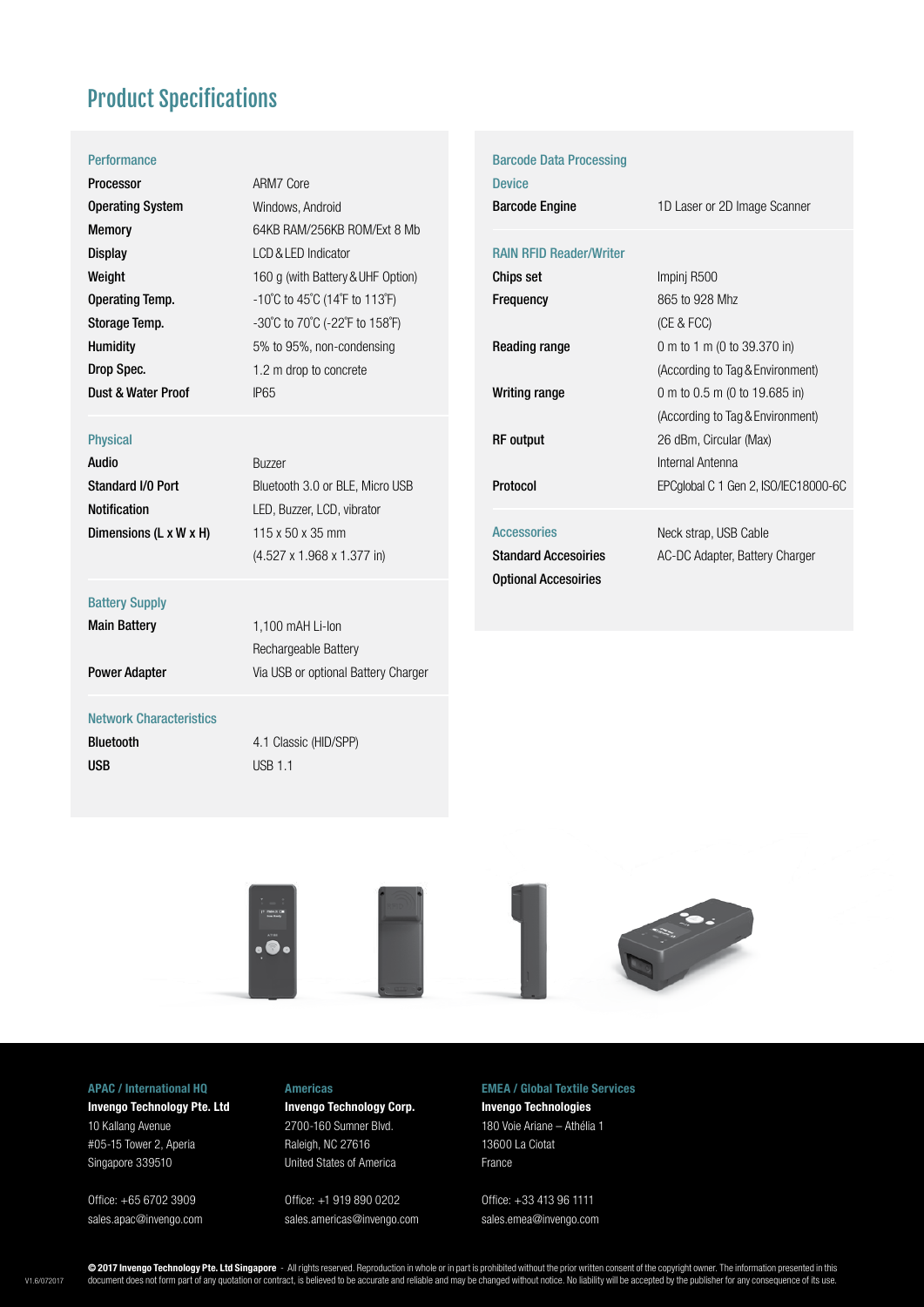## Product Specifications

### Performance

| | |
|---|---|
| **Processor** | ARM7 Core |
| **Operating System** | Windows, Android |
| **Memory** | 64KB RAM/256KB ROM/Ext 8 Mb |
| **Display** | LCD & LED Indicator |
| **Weight** | 160 g (with Battery & UHF Option) |
| **Operating Temp.** | -10˚C to 45˚C (14˚F to 113˚F) |
| **Storage Temp.** | -30˚C to 70˚C (-22˚F to 158˚F) |
| **Humidity** | 5% to 95%, non-condensing |
| **Drop Spec.** | 1.2 m drop to concrete |
| **Dust & Water Proof** | IP65 |

### Physical

| | |
|---|---|
| **Audio** | Buzzer |
| **Standard I/O Port** | Bluetooth 3.0 or BLE, Micro USB |
| **Notification** | LED, Buzzer, LCD, vibrator |
| **Dimensions (L x W x H)** | 115 x 50 x 35 mm (4.527 x 1.968 x 1.377 in) |

### Battery Supply

| | |
|---|---|
| **Main Battery** | 1,100 mAH Li-Ion Rechargeable Battery |
| **Power Adapter** | Via USB or optional Battery Charger |

### Network Characteristics

| | |
|---|---|
| **Bluetooth** | 4.1 Classic (HID/SPP) |
| **USB** | USB 1.1 |

### Barcode Data Processing

#### Device

| | |
|---|---|
| **Barcode Engine** | 1D Laser or 2D Image Scanner |

### RAIN RFID Reader/Writer

| | |
|---|---|
| **Chips set** | Impinj R500 |
| **Frequency** | 865 to 928 Mhz (CE & FCC) |
| **Reading range** | 0 m to 1 m (0 to 39.370 in) (According to Tag & Environment) |
| **Writing range** | 0 m to 0.5 m (0 to 19.685 in) (According to Tag & Environment) |
| **RF output** | 26 dBm, Circular (Max) Internal Antenna |
| **Protocol** | EPCglobal C 1 Gen 2, ISO/IEC18000-6C |

### Accessories

| | |
|---|---|
| **Standard Accesoiries** | Neck strap, USB Cable |
| **Optional Accesoiries** | AC-DC Adapter, Battery Charger |

---

**APAC / International HQ**
**Invengo Technology Pte. Ltd**
10 Kallang Avenue
#05-15 Tower 2, Aperia
Singapore 339510

Office: +65 6702 3909
sales.apac@invengo.com

**Americas**
**Invengo Technology Corp.**
2700-160 Sumner Blvd.
Raleigh, NC 27616
United States of America

Office: +1 919 890 0202
sales.americas@invengo.com

**EMEA / Global Textile Services**
**Invengo Technologies**
180 Voie Ariane – Athélia 1
13600 La Ciotat
France

Office: +33 413 96 1111
sales.emea@invengo.com

**© 2017 Invengo Technology Pte. Ltd Singapore** - All rights reserved. Reproduction in whole or in part is prohibited without the prior written consent of the copyright owner. The information presented in this document does not form part of any quotation or contract, is believed to be accurate and reliable and may be changed without notice. No liability will be accepted by the publisher for any consequence of its use.

V1.6/072017